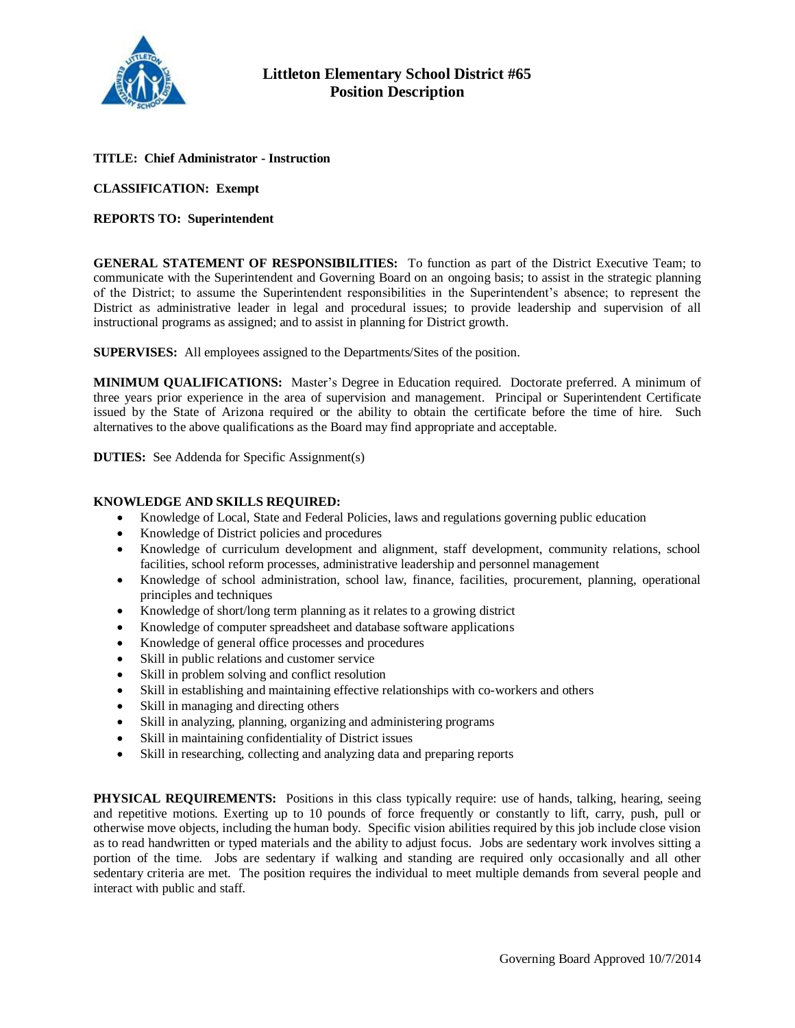# Littleton Elementary School District #65
## Position Description

**TITLE: Chief Administrator - Instruction**

**CLASSIFICATION: Exempt**

**REPORTS TO: Superintendent**

**GENERAL STATEMENT OF RESPONSIBILITIES:** To function as part of the District Executive Team; to communicate with the Superintendent and Governing Board on an ongoing basis; to assist in the strategic planning of the District; to assume the Superintendent responsibilities in the Superintendent's absence; to represent the District as administrative leader in legal and procedural issues; to provide leadership and supervision of all instructional programs as assigned; and to assist in planning for District growth.

**SUPERVISES:** All employees assigned to the Departments/Sites of the position.

**MINIMUM QUALIFICATIONS:** Master's Degree in Education required. Doctorate preferred. A minimum of three years prior experience in the area of supervision and management. Principal or Superintendent Certificate issued by the State of Arizona required or the ability to obtain the certificate before the time of hire. Such alternatives to the above qualifications as the Board may find appropriate and acceptable.

**DUTIES:** See Addenda for Specific Assignment(s)

**KNOWLEDGE AND SKILLS REQUIRED:**

- Knowledge of Local, State and Federal Policies, laws and regulations governing public education
- Knowledge of District policies and procedures
- Knowledge of curriculum development and alignment, staff development, community relations, school facilities, school reform processes, administrative leadership and personnel management
- Knowledge of school administration, school law, finance, facilities, procurement, planning, operational principles and techniques
- Knowledge of short/long term planning as it relates to a growing district
- Knowledge of computer spreadsheet and database software applications
- Knowledge of general office processes and procedures
- Skill in public relations and customer service
- Skill in problem solving and conflict resolution
- Skill in establishing and maintaining effective relationships with co-workers and others
- Skill in managing and directing others
- Skill in analyzing, planning, organizing and administering programs
- Skill in maintaining confidentiality of District issues
- Skill in researching, collecting and analyzing data and preparing reports

**PHYSICAL REQUIREMENTS:** Positions in this class typically require: use of hands, talking, hearing, seeing and repetitive motions. Exerting up to 10 pounds of force frequently or constantly to lift, carry, push, pull or otherwise move objects, including the human body. Specific vision abilities required by this job include close vision as to read handwritten or typed materials and the ability to adjust focus. Jobs are sedentary work involves sitting a portion of the time. Jobs are sedentary if walking and standing are required only occasionally and all other sedentary criteria are met. The position requires the individual to meet multiple demands from several people and interact with public and staff.

Governing Board Approved 10/7/2014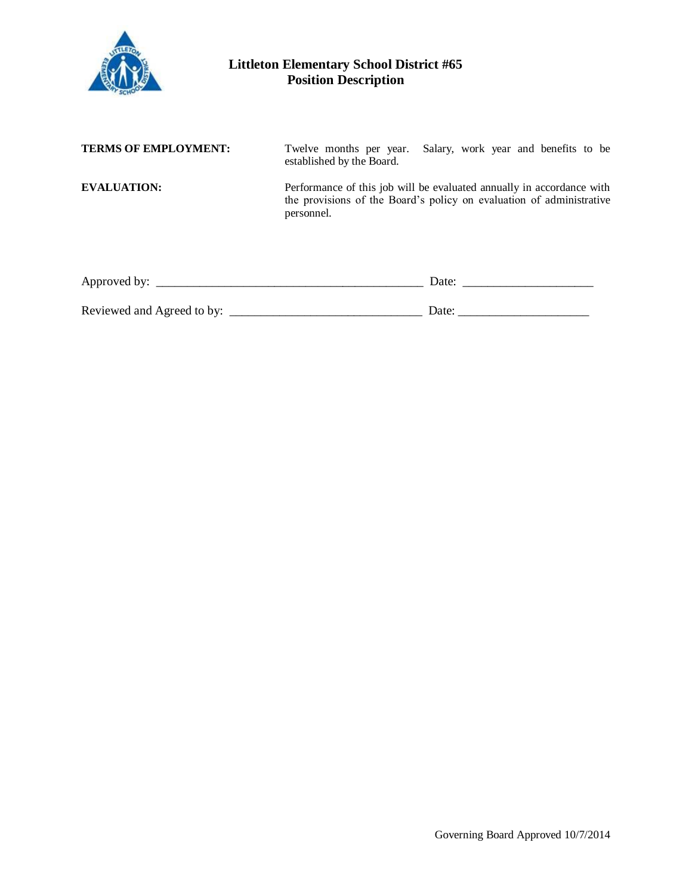# Littleton Elementary School District #65
## Position Description

**TERMS OF EMPLOYMENT:** Twelve months per year. Salary, work year and benefits to be established by the Board.

**EVALUATION:** Performance of this job will be evaluated annually in accordance with the provisions of the Board's policy on evaluation of administrative personnel.

Approved by: ____________________________________________ Date: _____________________

Reviewed and Agreed to by: _______________________________ Date: _____________________

Governing Board Approved 10/7/2014